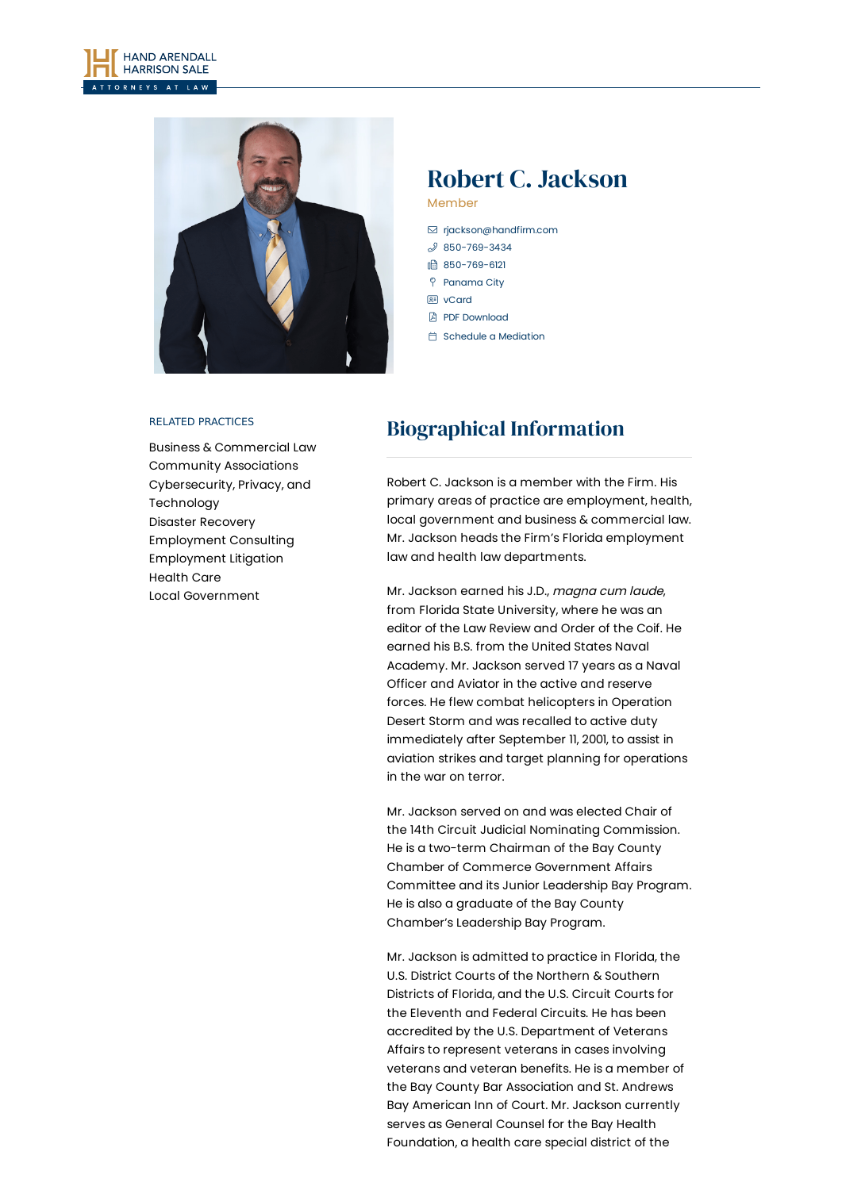# Robert C. Jackson

Member

- rjackson@handfirm.com
- 850-769-3434
- 850-769-6121
- Panama City
- vCard
- PDF Download
- Schedule a Mediation

RELATED PRACTICES

- Business & Commercial Law
- Community Associations
- Cybersecurity, Privacy, and Technology
- Disaster Recovery
- Employment Consulting
- Employment Litigation
- Health Care
- Local Government

## Biographical Information

Robert C. Jackson is a member with the Firm. His primary areas of practice are employment, health, local government and business & commercial law. Mr. Jackson heads the Firm's Florida employment law and health law departments.

Mr. Jackson earned his J.D., *magna cum laude*, from Florida State University, where he was an editor of the Law Review and Order of the Coif. He earned his B.S. from the United States Naval Academy. Mr. Jackson served 17 years as a Naval Officer and Aviator in the active and reserve forces. He flew combat helicopters in Operation Desert Storm and was recalled to active duty immediately after September 11, 2001, to assist in aviation strikes and target planning for operations in the war on terror.

Mr. Jackson served on and was elected Chair of the 14th Circuit Judicial Nominating Commission. He is a two-term Chairman of the Bay County Chamber of Commerce Government Affairs Committee and its Junior Leadership Bay Program. He is also a graduate of the Bay County Chamber's Leadership Bay Program.

Mr. Jackson is admitted to practice in Florida, the U.S. District Courts of the Northern & Southern Districts of Florida, and the U.S. Circuit Courts for the Eleventh and Federal Circuits. He has been accredited by the U.S. Department of Veterans Affairs to represent veterans in cases involving veterans and veteran benefits. He is a member of the Bay County Bar Association and St. Andrews Bay American Inn of Court. Mr. Jackson currently serves as General Counsel for the Bay Health Foundation, a health care special district of the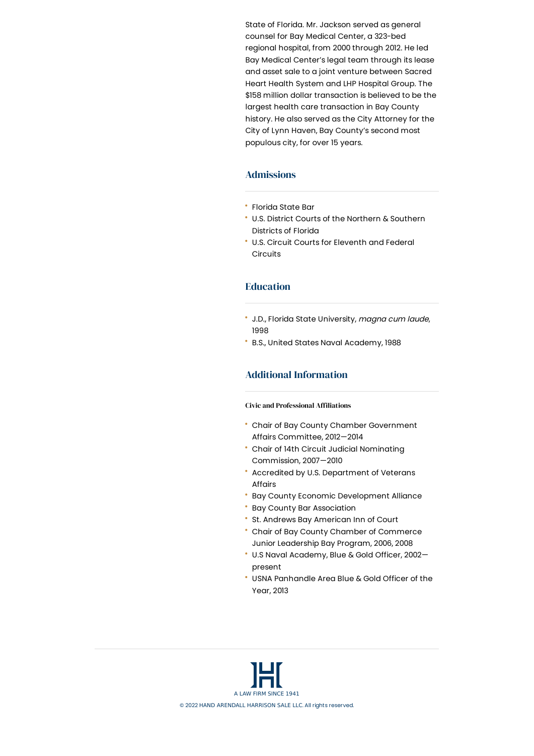State of Florida. Mr. Jackson served as general counsel for Bay Medical Center, a 323-bed regional hospital, from 2000 through 2012. He led Bay Medical Center's legal team through its lease and asset sale to a joint venture between Sacred Heart Health System and LHP Hospital Group. The $158 million dollar transaction is believed to be the largest health care transaction in Bay County history. He also served as the City Attorney for the City of Lynn Haven, Bay County's second most populous city, for over 15 years.

## Admissions

- Florida State Bar
- U.S. District Courts of the Northern & Southern Districts of Florida
- U.S. Circuit Courts for Eleventh and Federal Circuits

## Education

- J.D., Florida State University, *magna cum laude*, 1998
- B.S., United States Naval Academy, 1988

## Additional Information

#### Civic and Professional Affiliations

- Chair of Bay County Chamber Government Affairs Committee, 2012—2014
- Chair of 14th Circuit Judicial Nominating Commission, 2007—2010
- Accredited by U.S. Department of Veterans Affairs
- Bay County Economic Development Alliance
- Bay County Bar Association
- St. Andrews Bay American Inn of Court
- Chair of Bay County Chamber of Commerce Junior Leadership Bay Program, 2006, 2008
- U.S Naval Academy, Blue & Gold Officer, 2002—present
- USNA Panhandle Area Blue & Gold Officer of the Year, 2013

A LAW FIRM SINCE 1941

© 2022 HAND ARENDALL HARRISON SALE LLC. All rights reserved.